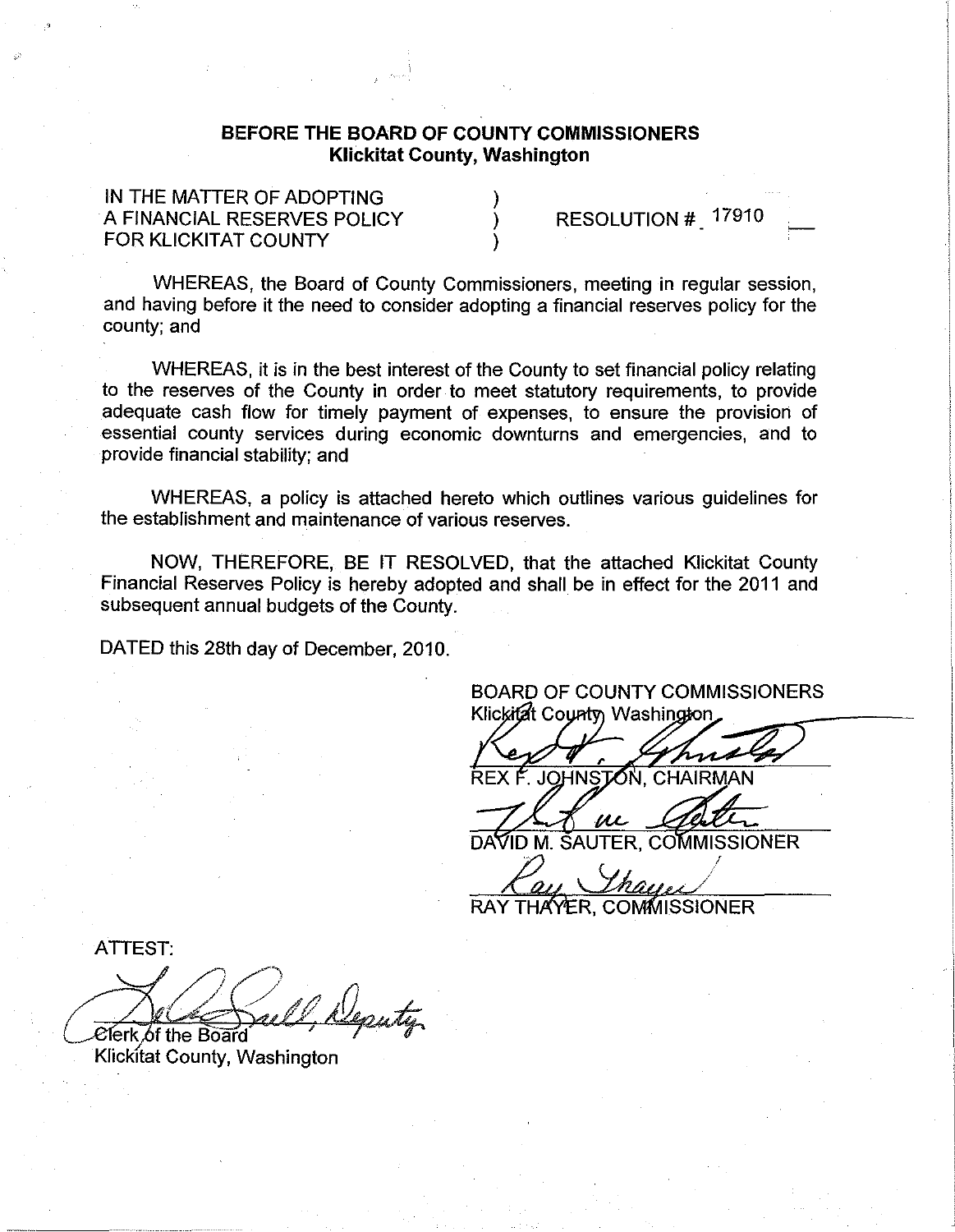**BEFORE THE BOARD OF COUNTY COMMISSIONERS**
**Klickitat County, Washington**

IN THE MATTER OF ADOPTING )
A FINANCIAL RESERVES POLICY ) RESOLUTION # 17910
FOR KLICKITAT COUNTY )

WHEREAS, the Board of County Commissioners, meeting in regular session, and having before it the need to consider adopting a financial reserves policy for the county; and

WHEREAS, it is in the best interest of the County to set financial policy relating to the reserves of the County in order to meet statutory requirements, to provide adequate cash flow for timely payment of expenses, to ensure the provision of essential county services during economic downturns and emergencies, and to provide financial stability; and

WHEREAS, a policy is attached hereto which outlines various guidelines for the establishment and maintenance of various reserves.

NOW, THEREFORE, BE IT RESOLVED, that the attached Klickitat County Financial Reserves Policy is hereby adopted and shall be in effect for the 2011 and subsequent annual budgets of the County.

DATED this 28th day of December, 2010.

BOARD OF COUNTY COMMISSIONERS
Klickitat County, Washington

REX F. JOHNSTON, CHAIRMAN

DAVID M. SAUTER, COMMISSIONER

RAY THAYER, COMMISSIONER

ATTEST:

Deputy
Clerk of the Board
Klickitat County, Washington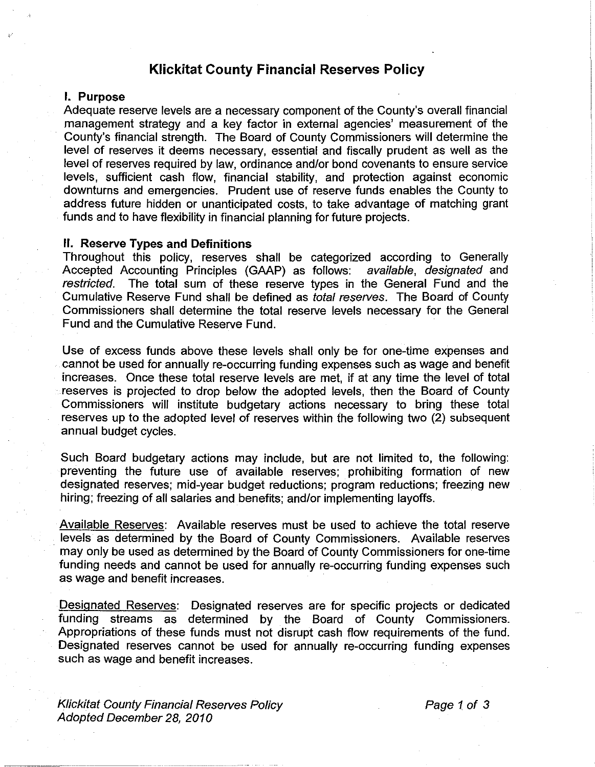# Klickitat County Financial Reserves Policy

## I. Purpose

Adequate reserve levels are a necessary component of the County's overall financial management strategy and a key factor in external agencies' measurement of the County's financial strength. The Board of County Commissioners will determine the level of reserves it deems necessary, essential and fiscally prudent as well as the level of reserves required by law, ordinance and/or bond covenants to ensure service levels, sufficient cash flow, financial stability, and protection against economic downturns and emergencies. Prudent use of reserve funds enables the County to address future hidden or unanticipated costs, to take advantage of matching grant funds and to have flexibility in financial planning for future projects.

## II. Reserve Types and Definitions

Throughout this policy, reserves shall be categorized according to Generally Accepted Accounting Principles (GAAP) as follows: *available*, *designated* and *restricted*. The total sum of these reserve types in the General Fund and the Cumulative Reserve Fund shall be defined as *total reserves*. The Board of County Commissioners shall determine the total reserve levels necessary for the General Fund and the Cumulative Reserve Fund.

Use of excess funds above these levels shall only be for one-time expenses and cannot be used for annually re-occurring funding expenses such as wage and benefit increases. Once these total reserve levels are met, if at any time the level of total reserves is projected to drop below the adopted levels, then the Board of County Commissioners will institute budgetary actions necessary to bring these total reserves up to the adopted level of reserves within the following two (2) subsequent annual budget cycles.

Such Board budgetary actions may include, but are not limited to, the following: preventing the future use of available reserves; prohibiting formation of new designated reserves; mid-year budget reductions; program reductions; freezing new hiring; freezing of all salaries and benefits; and/or implementing layoffs.

<u>Available Reserves</u>: Available reserves must be used to achieve the total reserve levels as determined by the Board of County Commissioners. Available reserves may only be used as determined by the Board of County Commissioners for one-time funding needs and cannot be used for annually re-occurring funding expenses such as wage and benefit increases.

<u>Designated Reserves</u>: Designated reserves are for specific projects or dedicated funding streams as determined by the Board of County Commissioners. Appropriations of these funds must not disrupt cash flow requirements of the fund. Designated reserves cannot be used for annually re-occurring funding expenses such as wage and benefit increases.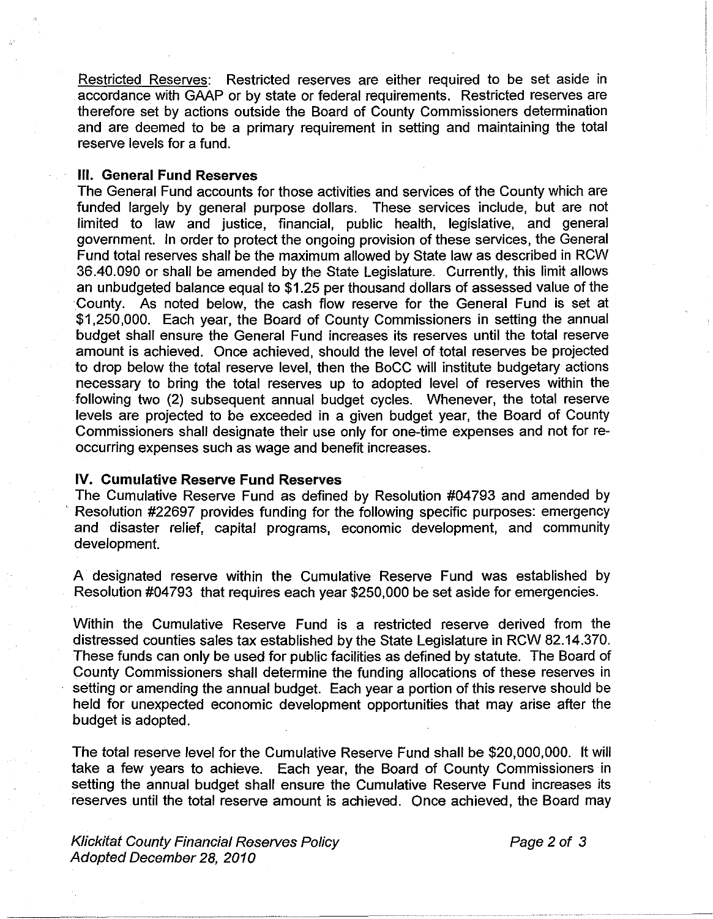Restricted Reserves: Restricted reserves are either required to be set aside in accordance with GAAP or by state or federal requirements. Restricted reserves are therefore set by actions outside the Board of County Commissioners determination and are deemed to be a primary requirement in setting and maintaining the total reserve levels for a fund.

**III. General Fund Reserves**

The General Fund accounts for those activities and services of the County which are funded largely by general purpose dollars. These services include, but are not limited to law and justice, financial, public health, legislative, and general government. In order to protect the ongoing provision of these services, the General Fund total reserves shall be the maximum allowed by State law as described in RCW 36.40.090 or shall be amended by the State Legislature. Currently, this limit allows an unbudgeted balance equal to $1.25 per thousand dollars of assessed value of the County. As noted below, the cash flow reserve for the General Fund is set at $1,250,000. Each year, the Board of County Commissioners in setting the annual budget shall ensure the General Fund increases its reserves until the total reserve amount is achieved. Once achieved, should the level of total reserves be projected to drop below the total reserve level, then the BoCC will institute budgetary actions necessary to bring the total reserves up to adopted level of reserves within the following two (2) subsequent annual budget cycles. Whenever, the total reserve levels are projected to be exceeded in a given budget year, the Board of County Commissioners shall designate their use only for one-time expenses and not for re-occurring expenses such as wage and benefit increases.

**IV. Cumulative Reserve Fund Reserves**

The Cumulative Reserve Fund as defined by Resolution #04793 and amended by Resolution #22697 provides funding for the following specific purposes: emergency and disaster relief, capital programs, economic development, and community development.

A designated reserve within the Cumulative Reserve Fund was established by Resolution #04793 that requires each year $250,000 be set aside for emergencies.

Within the Cumulative Reserve Fund is a restricted reserve derived from the distressed counties sales tax established by the State Legislature in RCW 82.14.370. These funds can only be used for public facilities as defined by statute. The Board of County Commissioners shall determine the funding allocations of these reserves in setting or amending the annual budget. Each year a portion of this reserve should be held for unexpected economic development opportunities that may arise after the budget is adopted.

The total reserve level for the Cumulative Reserve Fund shall be $20,000,000. It will take a few years to achieve. Each year, the Board of County Commissioners in setting the annual budget shall ensure the Cumulative Reserve Fund increases its reserves until the total reserve amount is achieved. Once achieved, the Board may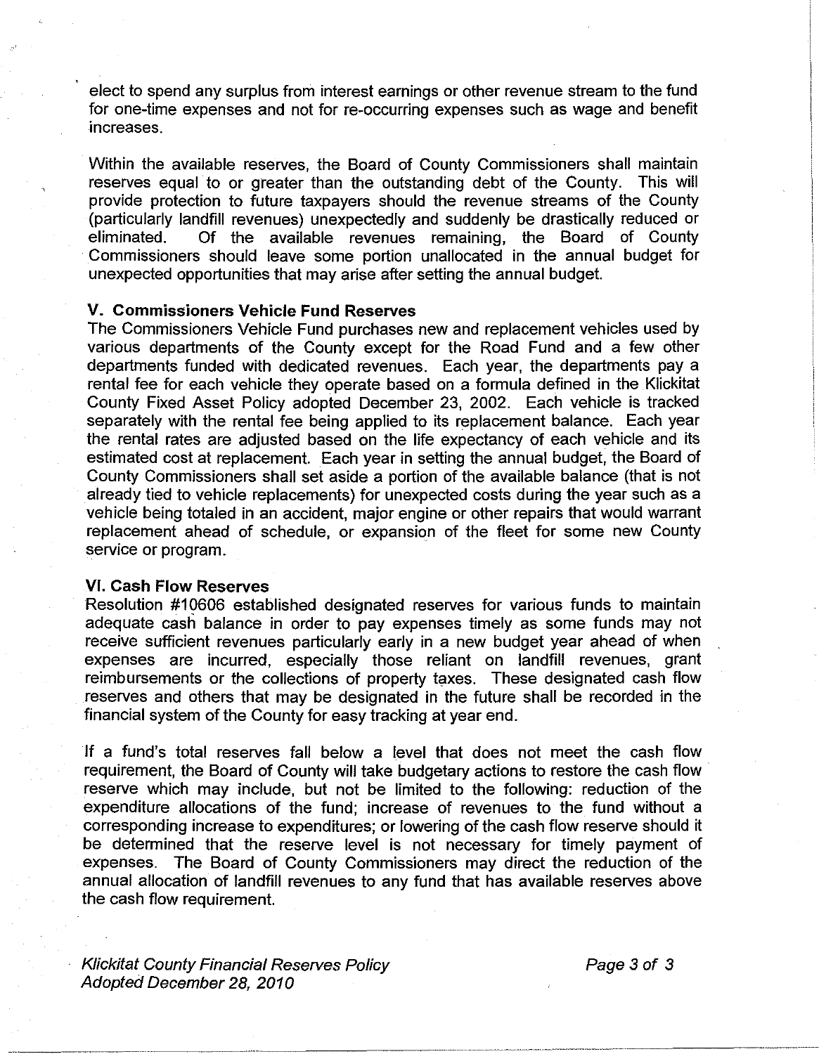elect to spend any surplus from interest earnings or other revenue stream to the fund for one-time expenses and not for re-occurring expenses such as wage and benefit increases.

Within the available reserves, the Board of County Commissioners shall maintain reserves equal to or greater than the outstanding debt of the County. This will provide protection to future taxpayers should the revenue streams of the County (particularly landfill revenues) unexpectedly and suddenly be drastically reduced or eliminated. Of the available revenues remaining, the Board of County Commissioners should leave some portion unallocated in the annual budget for unexpected opportunities that may arise after setting the annual budget.

### V. Commissioners Vehicle Fund Reserves

The Commissioners Vehicle Fund purchases new and replacement vehicles used by various departments of the County except for the Road Fund and a few other departments funded with dedicated revenues. Each year, the departments pay a rental fee for each vehicle they operate based on a formula defined in the Klickitat County Fixed Asset Policy adopted December 23, 2002. Each vehicle is tracked separately with the rental fee being applied to its replacement balance. Each year the rental rates are adjusted based on the life expectancy of each vehicle and its estimated cost at replacement. Each year in setting the annual budget, the Board of County Commissioners shall set aside a portion of the available balance (that is not already tied to vehicle replacements) for unexpected costs during the year such as a vehicle being totaled in an accident, major engine or other repairs that would warrant replacement ahead of schedule, or expansion of the fleet for some new County service or program.

### VI. Cash Flow Reserves

Resolution #10606 established designated reserves for various funds to maintain adequate cash balance in order to pay expenses timely as some funds may not receive sufficient revenues particularly early in a new budget year ahead of when expenses are incurred, especially those reliant on landfill revenues, grant reimbursements or the collections of property taxes. These designated cash flow reserves and others that may be designated in the future shall be recorded in the financial system of the County for easy tracking at year end.

If a fund's total reserves fall below a level that does not meet the cash flow requirement, the Board of County will take budgetary actions to restore the cash flow reserve which may include, but not be limited to the following: reduction of the expenditure allocations of the fund; increase of revenues to the fund without a corresponding increase to expenditures; or lowering of the cash flow reserve should it be determined that the reserve level is not necessary for timely payment of expenses. The Board of County Commissioners may direct the reduction of the annual allocation of landfill revenues to any fund that has available reserves above the cash flow requirement.